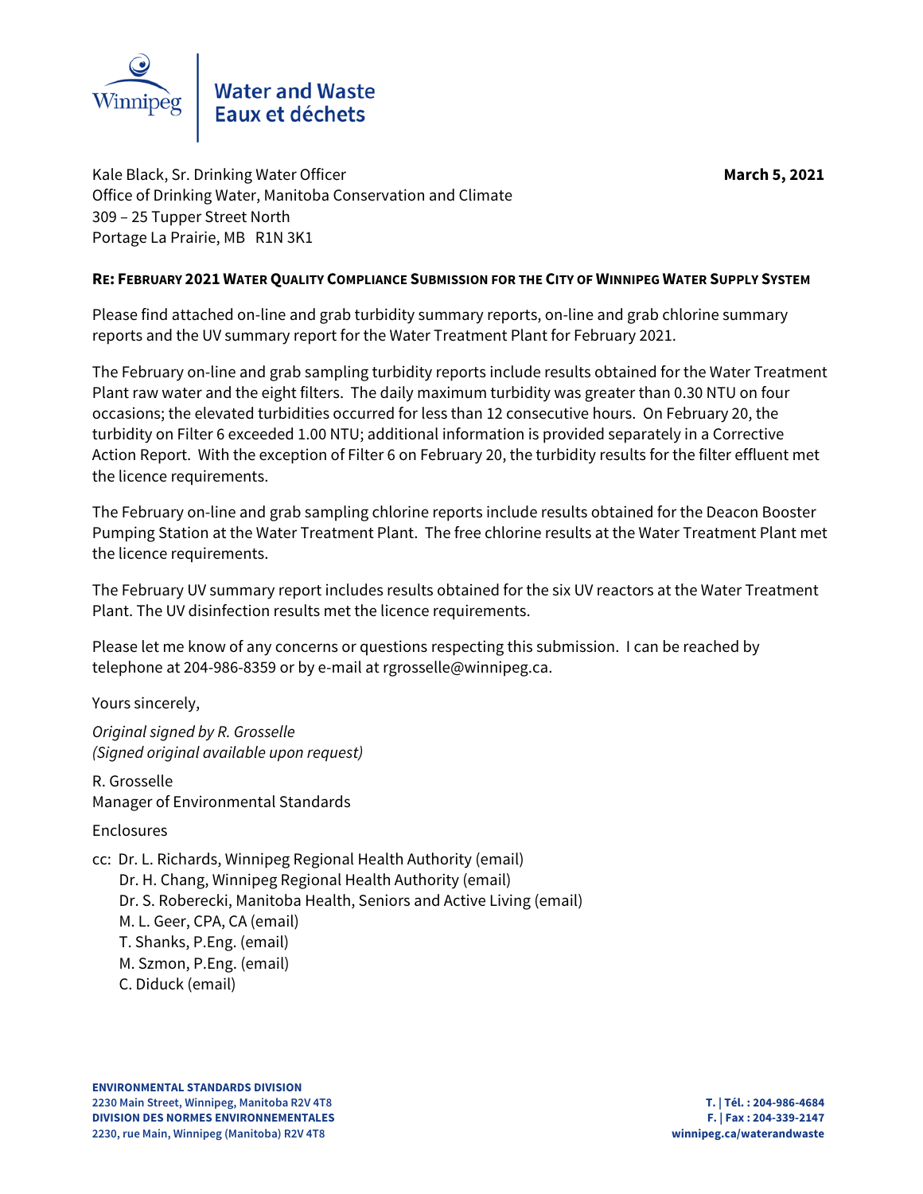Winnipeg | Water and Waste
Eaux et déchets

Kale Black, Sr. Drinking Water Officer
Office of Drinking Water, Manitoba Conservation and Climate
309 – 25 Tupper Street North
Portage La Prairie, MB R1N 3K1

**March 5, 2021**

**RE: FEBRUARY 2021 WATER QUALITY COMPLIANCE SUBMISSION FOR THE CITY OF WINNIPEG WATER SUPPLY SYSTEM**

Please find attached on-line and grab turbidity summary reports, on-line and grab chlorine summary reports and the UV summary report for the Water Treatment Plant for February 2021.

The February on-line and grab sampling turbidity reports include results obtained for the Water Treatment Plant raw water and the eight filters. The daily maximum turbidity was greater than 0.30 NTU on four occasions; the elevated turbidities occurred for less than 12 consecutive hours. On February 20, the turbidity on Filter 6 exceeded 1.00 NTU; additional information is provided separately in a Corrective Action Report. With the exception of Filter 6 on February 20, the turbidity results for the filter effluent met the licence requirements.

The February on-line and grab sampling chlorine reports include results obtained for the Deacon Booster Pumping Station at the Water Treatment Plant. The free chlorine results at the Water Treatment Plant met the licence requirements.

The February UV summary report includes results obtained for the six UV reactors at the Water Treatment Plant. The UV disinfection results met the licence requirements.

Please let me know of any concerns or questions respecting this submission. I can be reached by telephone at 204-986-8359 or by e-mail at rgrosselle@winnipeg.ca.

Yours sincerely,

*Original signed by R. Grosselle*
*(Signed original available upon request)*

R. Grosselle
Manager of Environmental Standards

Enclosures

cc: Dr. L. Richards, Winnipeg Regional Health Authority (email)
Dr. H. Chang, Winnipeg Regional Health Authority (email)
Dr. S. Roberecki, Manitoba Health, Seniors and Active Living (email)
M. L. Geer, CPA, CA (email)
T. Shanks, P.Eng. (email)
M. Szmon, P.Eng. (email)
C. Diduck (email)

**ENVIRONMENTAL STANDARDS DIVISION**
**2230 Main Street, Winnipeg, Manitoba R2V 4T8**
**DIVISION DES NORMES ENVIRONNEMENTALES**
**2230, rue Main, Winnipeg (Manitoba) R2V 4T8**

**T. | Tél. : 204-986-4684**
**F. | Fax : 204-339-2147**
**winnipeg.ca/waterandwaste**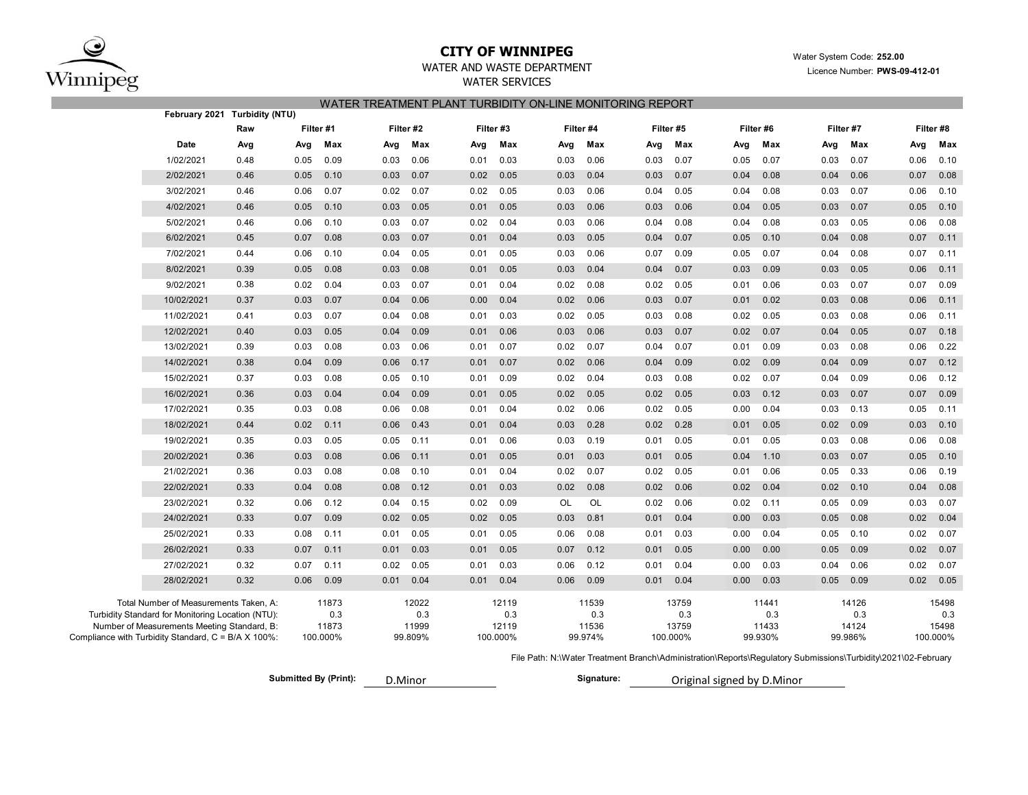# CITY OF WINNIPEG

WATER AND WASTE DEPARTMENT

WATER SERVICES

Water System Code: **252.00**

Licence Number: **PWS-09-412-01**

## WATER TREATMENT PLANT TURBIDITY ON-LINE MONITORING REPORT

**February 2021 Turbidity (NTU)**

| | Raw | Filter #1 | | Filter #2 | | Filter #3 | | Filter #4 | | Filter #5 | | Filter #6 | | Filter #7 | | Filter #8 | |
|---|---|---|---|---|---|---|---|---|---|---|---|---|---|---|---|---|---|
| **Date** | **Avg** | **Avg** | **Max** | **Avg** | **Max** | **Avg** | **Max** | **Avg** | **Max** | **Avg** | **Max** | **Avg** | **Max** | **Avg** | **Max** | **Avg** | **Max** |
| 1/02/2021 | 0.48 | 0.05 | 0.09 | 0.03 | 0.06 | 0.01 | 0.03 | 0.03 | 0.06 | 0.03 | 0.07 | 0.05 | 0.07 | 0.03 | 0.07 | 0.06 | 0.10 |
| 2/02/2021 | 0.46 | 0.05 | 0.10 | 0.03 | 0.07 | 0.02 | 0.05 | 0.03 | 0.04 | 0.03 | 0.07 | 0.04 | 0.08 | 0.04 | 0.06 | 0.07 | 0.08 |
| 3/02/2021 | 0.46 | 0.06 | 0.07 | 0.02 | 0.07 | 0.02 | 0.05 | 0.03 | 0.06 | 0.04 | 0.05 | 0.04 | 0.08 | 0.03 | 0.07 | 0.06 | 0.10 |
| 4/02/2021 | 0.46 | 0.05 | 0.10 | 0.03 | 0.05 | 0.01 | 0.05 | 0.03 | 0.06 | 0.03 | 0.06 | 0.04 | 0.05 | 0.03 | 0.07 | 0.05 | 0.10 |
| 5/02/2021 | 0.46 | 0.06 | 0.10 | 0.03 | 0.07 | 0.02 | 0.04 | 0.03 | 0.06 | 0.04 | 0.08 | 0.04 | 0.08 | 0.03 | 0.05 | 0.06 | 0.08 |
| 6/02/2021 | 0.45 | 0.07 | 0.08 | 0.03 | 0.07 | 0.01 | 0.04 | 0.03 | 0.05 | 0.04 | 0.07 | 0.05 | 0.10 | 0.04 | 0.08 | 0.07 | 0.11 |
| 7/02/2021 | 0.44 | 0.06 | 0.10 | 0.04 | 0.05 | 0.01 | 0.05 | 0.03 | 0.06 | 0.07 | 0.09 | 0.05 | 0.07 | 0.04 | 0.08 | 0.07 | 0.11 |
| 8/02/2021 | 0.39 | 0.05 | 0.08 | 0.03 | 0.08 | 0.01 | 0.05 | 0.03 | 0.04 | 0.04 | 0.07 | 0.03 | 0.09 | 0.03 | 0.05 | 0.06 | 0.11 |
| 9/02/2021 | 0.38 | 0.02 | 0.04 | 0.03 | 0.07 | 0.01 | 0.04 | 0.02 | 0.08 | 0.02 | 0.05 | 0.01 | 0.06 | 0.03 | 0.07 | 0.07 | 0.09 |
| 10/02/2021 | 0.37 | 0.03 | 0.07 | 0.04 | 0.06 | 0.00 | 0.04 | 0.02 | 0.06 | 0.03 | 0.07 | 0.01 | 0.02 | 0.03 | 0.08 | 0.06 | 0.11 |
| 11/02/2021 | 0.41 | 0.03 | 0.07 | 0.04 | 0.08 | 0.01 | 0.03 | 0.02 | 0.05 | 0.03 | 0.08 | 0.02 | 0.05 | 0.03 | 0.08 | 0.06 | 0.11 |
| 12/02/2021 | 0.40 | 0.03 | 0.05 | 0.04 | 0.09 | 0.01 | 0.06 | 0.03 | 0.06 | 0.03 | 0.07 | 0.02 | 0.07 | 0.04 | 0.05 | 0.07 | 0.18 |
| 13/02/2021 | 0.39 | 0.03 | 0.08 | 0.03 | 0.06 | 0.01 | 0.07 | 0.02 | 0.07 | 0.04 | 0.07 | 0.01 | 0.09 | 0.03 | 0.08 | 0.06 | 0.22 |
| 14/02/2021 | 0.38 | 0.04 | 0.09 | 0.06 | 0.17 | 0.01 | 0.07 | 0.02 | 0.06 | 0.04 | 0.09 | 0.02 | 0.09 | 0.04 | 0.09 | 0.07 | 0.12 |
| 15/02/2021 | 0.37 | 0.03 | 0.08 | 0.05 | 0.10 | 0.01 | 0.09 | 0.02 | 0.04 | 0.03 | 0.08 | 0.02 | 0.07 | 0.04 | 0.09 | 0.06 | 0.12 |
| 16/02/2021 | 0.36 | 0.03 | 0.04 | 0.04 | 0.09 | 0.01 | 0.05 | 0.02 | 0.05 | 0.02 | 0.05 | 0.03 | 0.12 | 0.03 | 0.07 | 0.07 | 0.09 |
| 17/02/2021 | 0.35 | 0.03 | 0.08 | 0.06 | 0.08 | 0.01 | 0.04 | 0.02 | 0.06 | 0.02 | 0.05 | 0.00 | 0.04 | 0.03 | 0.13 | 0.05 | 0.11 |
| 18/02/2021 | 0.44 | 0.02 | 0.11 | 0.06 | 0.43 | 0.01 | 0.04 | 0.03 | 0.28 | 0.02 | 0.28 | 0.01 | 0.05 | 0.02 | 0.09 | 0.03 | 0.10 |
| 19/02/2021 | 0.35 | 0.03 | 0.05 | 0.05 | 0.11 | 0.01 | 0.06 | 0.03 | 0.19 | 0.01 | 0.05 | 0.01 | 0.05 | 0.03 | 0.08 | 0.06 | 0.08 |
| 20/02/2021 | 0.36 | 0.03 | 0.08 | 0.06 | 0.11 | 0.01 | 0.05 | 0.01 | 0.03 | 0.01 | 0.05 | 0.04 | 1.10 | 0.03 | 0.07 | 0.05 | 0.10 |
| 21/02/2021 | 0.36 | 0.03 | 0.08 | 0.08 | 0.10 | 0.01 | 0.04 | 0.02 | 0.07 | 0.02 | 0.05 | 0.01 | 0.06 | 0.05 | 0.33 | 0.06 | 0.19 |
| 22/02/2021 | 0.33 | 0.04 | 0.08 | 0.08 | 0.12 | 0.01 | 0.03 | 0.02 | 0.08 | 0.02 | 0.06 | 0.02 | 0.04 | 0.02 | 0.10 | 0.04 | 0.08 |
| 23/02/2021 | 0.32 | 0.06 | 0.12 | 0.04 | 0.15 | 0.02 | 0.09 | OL | OL | 0.02 | 0.06 | 0.02 | 0.11 | 0.05 | 0.09 | 0.03 | 0.07 |
| 24/02/2021 | 0.33 | 0.07 | 0.09 | 0.02 | 0.05 | 0.02 | 0.05 | 0.03 | 0.81 | 0.01 | 0.04 | 0.00 | 0.03 | 0.05 | 0.08 | 0.02 | 0.04 |
| 25/02/2021 | 0.33 | 0.08 | 0.11 | 0.01 | 0.05 | 0.01 | 0.05 | 0.06 | 0.08 | 0.01 | 0.03 | 0.00 | 0.04 | 0.05 | 0.10 | 0.02 | 0.07 |
| 26/02/2021 | 0.33 | 0.07 | 0.11 | 0.01 | 0.03 | 0.01 | 0.05 | 0.07 | 0.12 | 0.01 | 0.05 | 0.00 | 0.00 | 0.05 | 0.09 | 0.02 | 0.07 |
| 27/02/2021 | 0.32 | 0.07 | 0.11 | 0.02 | 0.05 | 0.01 | 0.03 | 0.06 | 0.12 | 0.01 | 0.04 | 0.00 | 0.03 | 0.04 | 0.06 | 0.02 | 0.07 |
| 28/02/2021 | 0.32 | 0.06 | 0.09 | 0.01 | 0.04 | 0.01 | 0.04 | 0.06 | 0.09 | 0.01 | 0.04 | 0.00 | 0.03 | 0.05 | 0.09 | 0.02 | 0.05 |

| | Filter #1 | Filter #2 | Filter #3 | Filter #4 | Filter #5 | Filter #6 | Filter #7 | Filter #8 |
|---|---|---|---|---|---|---|---|---|
| Total Number of Measurements Taken, A: | 11873 | 12022 | 12119 | 11539 | 13759 | 11441 | 14126 | 15498 |
| Turbidity Standard for Monitoring Location (NTU): | 0.3 | 0.3 | 0.3 | 0.3 | 0.3 | 0.3 | 0.3 | 0.3 |
| Number of Measurements Meeting Standard, B: | 11873 | 11999 | 12119 | 11536 | 13759 | 11433 | 14124 | 15498 |
| Compliance with Turbidity Standard, C = B/A X 100%: | 100.000% | 99.809% | 100.000% | 99.974% | 100.000% | 99.930% | 99.986% | 100.000% |

File Path: N:\Water Treatment Branch\Administration\Reports\Regulatory Submissions\Turbidity\2021\02-February

**Submitted By (Print):** D.Minor

**Signature:** Original signed by D.Minor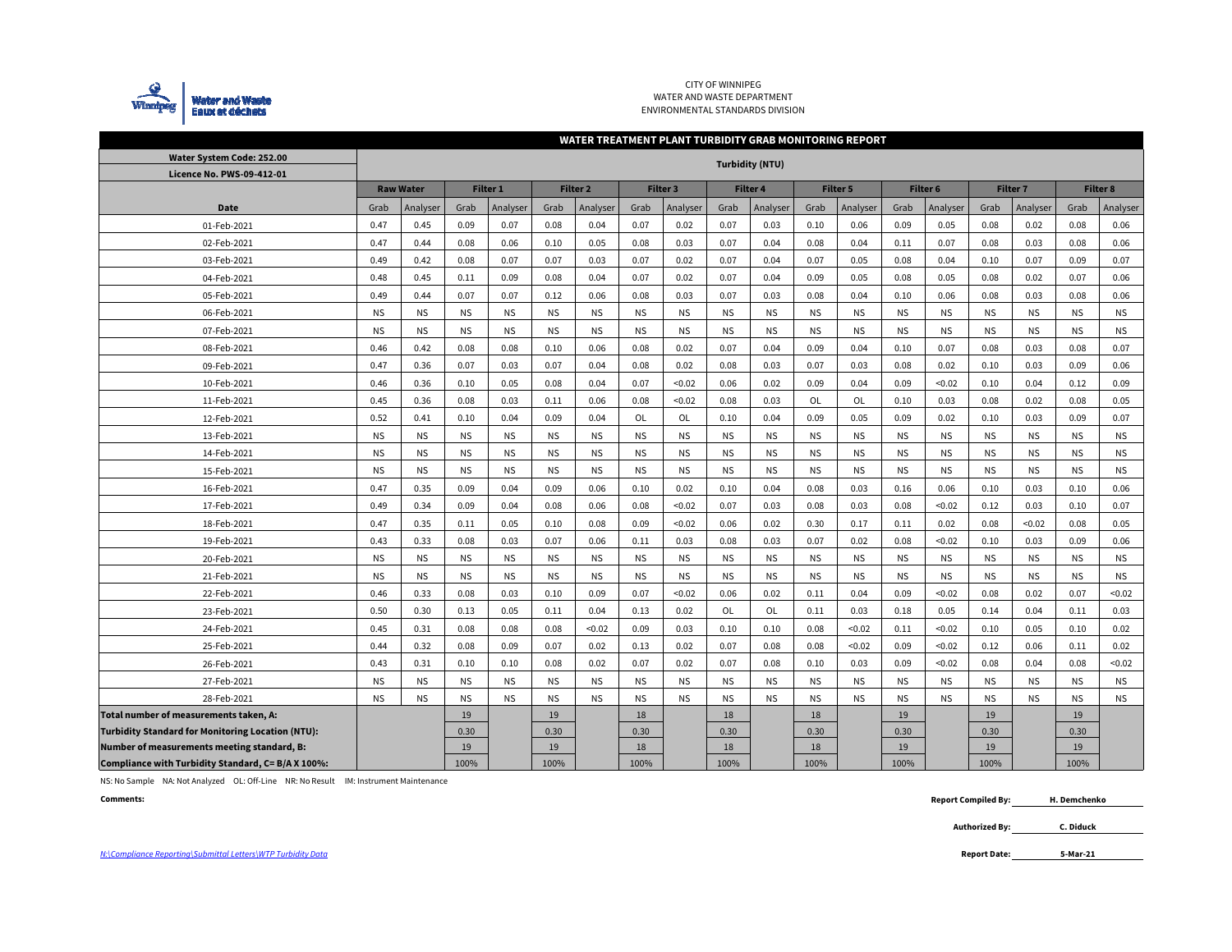CITY OF WINNIPEG
WATER AND WASTE DEPARTMENT
ENVIRONMENTAL STANDARDS DIVISION

## WATER TREATMENT PLANT TURBIDITY GRAB MONITORING REPORT

| Water System Code: 252.00 / Licence No. PWS-09-412-01 | Turbidity (NTU) | | | | | | | | | | | | | | | | | |
|---|---|---|---|---|---|---|---|---|---|---|---|---|---|---|---|---|---|---|
| | Raw Water | | Filter 1 | | Filter 2 | | Filter 3 | | Filter 4 | | Filter 5 | | Filter 6 | | Filter 7 | | Filter 8 | |
| Date | Grab | Analyser | Grab | Analyser | Grab | Analyser | Grab | Analyser | Grab | Analyser | Grab | Analyser | Grab | Analyser | Grab | Analyser | Grab | Analyser |
| 01-Feb-2021 | 0.47 | 0.45 | 0.09 | 0.07 | 0.08 | 0.04 | 0.07 | 0.02 | 0.07 | 0.03 | 0.10 | 0.06 | 0.09 | 0.05 | 0.08 | 0.02 | 0.08 | 0.06 |
| 02-Feb-2021 | 0.47 | 0.44 | 0.08 | 0.06 | 0.10 | 0.05 | 0.08 | 0.03 | 0.07 | 0.04 | 0.08 | 0.04 | 0.11 | 0.07 | 0.08 | 0.03 | 0.08 | 0.06 |
| 03-Feb-2021 | 0.49 | 0.42 | 0.08 | 0.07 | 0.07 | 0.03 | 0.07 | 0.02 | 0.07 | 0.04 | 0.07 | 0.05 | 0.08 | 0.04 | 0.10 | 0.07 | 0.09 | 0.07 |
| 04-Feb-2021 | 0.48 | 0.45 | 0.11 | 0.09 | 0.08 | 0.04 | 0.07 | 0.02 | 0.07 | 0.04 | 0.09 | 0.05 | 0.08 | 0.05 | 0.08 | 0.02 | 0.07 | 0.06 |
| 05-Feb-2021 | 0.49 | 0.44 | 0.07 | 0.07 | 0.12 | 0.06 | 0.08 | 0.03 | 0.07 | 0.03 | 0.08 | 0.04 | 0.10 | 0.06 | 0.08 | 0.03 | 0.08 | 0.06 |
| 06-Feb-2021 | NS | NS | NS | NS | NS | NS | NS | NS | NS | NS | NS | NS | NS | NS | NS | NS | NS | NS |
| 07-Feb-2021 | NS | NS | NS | NS | NS | NS | NS | NS | NS | NS | NS | NS | NS | NS | NS | NS | NS | NS |
| 08-Feb-2021 | 0.46 | 0.42 | 0.08 | 0.08 | 0.10 | 0.06 | 0.08 | 0.02 | 0.07 | 0.04 | 0.09 | 0.04 | 0.10 | 0.07 | 0.08 | 0.03 | 0.08 | 0.07 |
| 09-Feb-2021 | 0.47 | 0.36 | 0.07 | 0.03 | 0.07 | 0.04 | 0.08 | 0.02 | 0.08 | 0.03 | 0.07 | 0.03 | 0.08 | 0.02 | 0.10 | 0.03 | 0.09 | 0.06 |
| 10-Feb-2021 | 0.46 | 0.36 | 0.10 | 0.05 | 0.08 | 0.04 | 0.07 | <0.02 | 0.06 | 0.02 | 0.09 | 0.04 | 0.09 | <0.02 | 0.10 | 0.04 | 0.12 | 0.09 |
| 11-Feb-2021 | 0.45 | 0.36 | 0.08 | 0.03 | 0.11 | 0.06 | 0.08 | <0.02 | 0.08 | 0.03 | OL | OL | 0.10 | 0.03 | 0.08 | 0.02 | 0.08 | 0.05 |
| 12-Feb-2021 | 0.52 | 0.41 | 0.10 | 0.04 | 0.09 | 0.04 | OL | OL | 0.10 | 0.04 | 0.09 | 0.05 | 0.09 | 0.02 | 0.10 | 0.03 | 0.09 | 0.07 |
| 13-Feb-2021 | NS | NS | NS | NS | NS | NS | NS | NS | NS | NS | NS | NS | NS | NS | NS | NS | NS | NS |
| 14-Feb-2021 | NS | NS | NS | NS | NS | NS | NS | NS | NS | NS | NS | NS | NS | NS | NS | NS | NS | NS |
| 15-Feb-2021 | NS | NS | NS | NS | NS | NS | NS | NS | NS | NS | NS | NS | NS | NS | NS | NS | NS | NS |
| 16-Feb-2021 | 0.47 | 0.35 | 0.09 | 0.04 | 0.09 | 0.06 | 0.10 | 0.02 | 0.10 | 0.04 | 0.08 | 0.03 | 0.16 | 0.06 | 0.10 | 0.03 | 0.10 | 0.06 |
| 17-Feb-2021 | 0.49 | 0.34 | 0.09 | 0.04 | 0.08 | 0.06 | 0.08 | <0.02 | 0.07 | 0.03 | 0.08 | 0.03 | 0.08 | <0.02 | 0.12 | 0.03 | 0.10 | 0.07 |
| 18-Feb-2021 | 0.47 | 0.35 | 0.11 | 0.05 | 0.10 | 0.08 | 0.09 | <0.02 | 0.06 | 0.02 | 0.30 | 0.17 | 0.11 | 0.02 | 0.08 | <0.02 | 0.08 | 0.05 |
| 19-Feb-2021 | 0.43 | 0.33 | 0.08 | 0.03 | 0.07 | 0.06 | 0.11 | 0.03 | 0.08 | 0.03 | 0.07 | 0.02 | 0.08 | <0.02 | 0.10 | 0.03 | 0.09 | 0.06 |
| 20-Feb-2021 | NS | NS | NS | NS | NS | NS | NS | NS | NS | NS | NS | NS | NS | NS | NS | NS | NS | NS |
| 21-Feb-2021 | NS | NS | NS | NS | NS | NS | NS | NS | NS | NS | NS | NS | NS | NS | NS | NS | NS | NS |
| 22-Feb-2021 | 0.46 | 0.33 | 0.08 | 0.03 | 0.10 | 0.09 | 0.07 | <0.02 | 0.06 | 0.02 | 0.11 | 0.04 | 0.09 | <0.02 | 0.08 | 0.02 | 0.07 | <0.02 |
| 23-Feb-2021 | 0.50 | 0.30 | 0.13 | 0.05 | 0.11 | 0.04 | 0.13 | 0.02 | OL | OL | 0.11 | 0.03 | 0.18 | 0.05 | 0.14 | 0.04 | 0.11 | 0.03 |
| 24-Feb-2021 | 0.45 | 0.31 | 0.08 | 0.08 | 0.08 | <0.02 | 0.09 | 0.03 | 0.10 | 0.10 | 0.08 | <0.02 | 0.11 | <0.02 | 0.10 | 0.05 | 0.10 | 0.02 |
| 25-Feb-2021 | 0.44 | 0.32 | 0.08 | 0.09 | 0.07 | 0.02 | 0.13 | 0.02 | 0.07 | 0.08 | 0.08 | <0.02 | 0.09 | <0.02 | 0.12 | 0.06 | 0.11 | 0.02 |
| 26-Feb-2021 | 0.43 | 0.31 | 0.10 | 0.10 | 0.08 | 0.02 | 0.07 | 0.02 | 0.07 | 0.08 | 0.10 | 0.03 | 0.09 | <0.02 | 0.08 | 0.04 | 0.08 | <0.02 |
| 27-Feb-2021 | NS | NS | NS | NS | NS | NS | NS | NS | NS | NS | NS | NS | NS | NS | NS | NS | NS | NS |
| 28-Feb-2021 | NS | NS | NS | NS | NS | NS | NS | NS | NS | NS | NS | NS | NS | NS | NS | NS | NS | NS |
| **Total number of measurements taken, A:** | | | 19 | | 19 | | 18 | | 18 | | 18 | | 19 | | 19 | | 19 | |
| **Turbidity Standard for Monitoring Location (NTU):** | | | 0.30 | | 0.30 | | 0.30 | | 0.30 | | 0.30 | | 0.30 | | 0.30 | | 0.30 | |
| **Number of measurements meeting standard, B:** | | | 19 | | 19 | | 18 | | 18 | | 18 | | 19 | | 19 | | 19 | |
| **Compliance with Turbidity Standard, C= B/A X 100%:** | | | 100% | | 100% | | 100% | | 100% | | 100% | | 100% | | 100% | | 100% | |

NS: No Sample NA: Not Analyzed OL: Off-Line NR: No Result IM: Instrument Maintenance

**Comments:**

**Report Compiled By:** H. Demchenko

**Authorized By:** C. Diduck

**Report Date:** 5-Mar-21

*N:\Compliance Reporting\Submittal Letters\WTP Turbidity Data*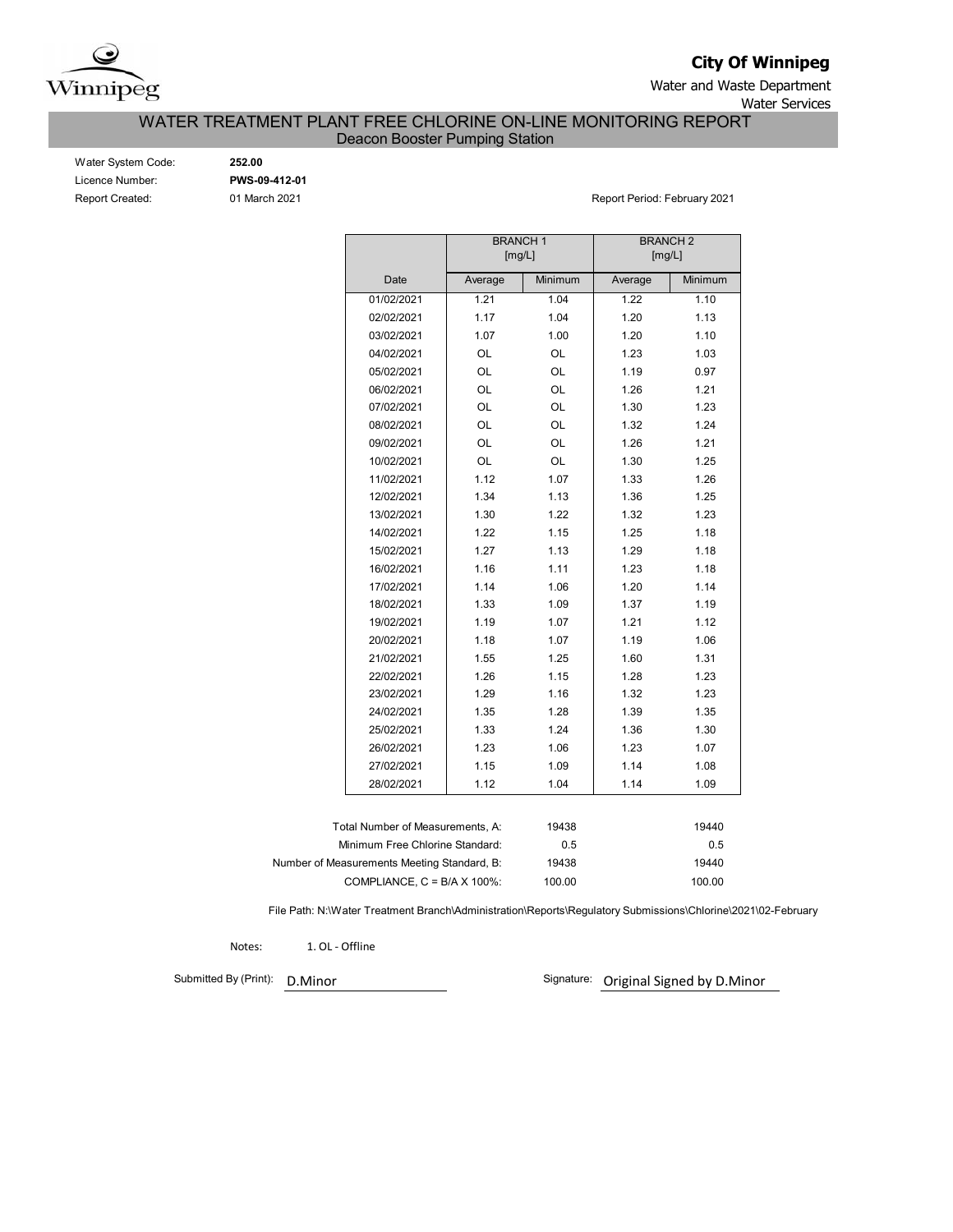**City Of Winnipeg**

Water and Waste Department

Water Services

# WATER TREATMENT PLANT FREE CHLORINE ON-LINE MONITORING REPORT

## Deacon Booster Pumping Station

Water System Code: **252.00**

Licence Number: **PWS-09-412-01**

Report Created: 01 March 2021

Report Period: February 2021

| | BRANCH 1 [mg/L] | | BRANCH 2 [mg/L] | |
|---|---|---|---|---|
| Date | Average | Minimum | Average | Minimum |
| 01/02/2021 | 1.21 | 1.04 | 1.22 | 1.10 |
| 02/02/2021 | 1.17 | 1.04 | 1.20 | 1.13 |
| 03/02/2021 | 1.07 | 1.00 | 1.20 | 1.10 |
| 04/02/2021 | OL | OL | 1.23 | 1.03 |
| 05/02/2021 | OL | OL | 1.19 | 0.97 |
| 06/02/2021 | OL | OL | 1.26 | 1.21 |
| 07/02/2021 | OL | OL | 1.30 | 1.23 |
| 08/02/2021 | OL | OL | 1.32 | 1.24 |
| 09/02/2021 | OL | OL | 1.26 | 1.21 |
| 10/02/2021 | OL | OL | 1.30 | 1.25 |
| 11/02/2021 | 1.12 | 1.07 | 1.33 | 1.26 |
| 12/02/2021 | 1.34 | 1.13 | 1.36 | 1.25 |
| 13/02/2021 | 1.30 | 1.22 | 1.32 | 1.23 |
| 14/02/2021 | 1.22 | 1.15 | 1.25 | 1.18 |
| 15/02/2021 | 1.27 | 1.13 | 1.29 | 1.18 |
| 16/02/2021 | 1.16 | 1.11 | 1.23 | 1.18 |
| 17/02/2021 | 1.14 | 1.06 | 1.20 | 1.14 |
| 18/02/2021 | 1.33 | 1.09 | 1.37 | 1.19 |
| 19/02/2021 | 1.19 | 1.07 | 1.21 | 1.12 |
| 20/02/2021 | 1.18 | 1.07 | 1.19 | 1.06 |
| 21/02/2021 | 1.55 | 1.25 | 1.60 | 1.31 |
| 22/02/2021 | 1.26 | 1.15 | 1.28 | 1.23 |
| 23/02/2021 | 1.29 | 1.16 | 1.32 | 1.23 |
| 24/02/2021 | 1.35 | 1.28 | 1.39 | 1.35 |
| 25/02/2021 | 1.33 | 1.24 | 1.36 | 1.30 |
| 26/02/2021 | 1.23 | 1.06 | 1.23 | 1.07 |
| 27/02/2021 | 1.15 | 1.09 | 1.14 | 1.08 |
| 28/02/2021 | 1.12 | 1.04 | 1.14 | 1.09 |

| | Branch 1 | Branch 2 |
|---|---|---|
| Total Number of Measurements, A: | 19438 | 19440 |
| Minimum Free Chlorine Standard: | 0.5 | 0.5 |
| Number of Measurements Meeting Standard, B: | 19438 | 19440 |
| COMPLIANCE, C = B/A X 100%: | 100.00 | 100.00 |

File Path: N:\Water Treatment Branch\Administration\Reports\Regulatory Submissions\Chlorine\2021\02-February

Notes: 1. OL - Offline

Submitted By (Print): D.Minor

Signature: Original Signed by D.Minor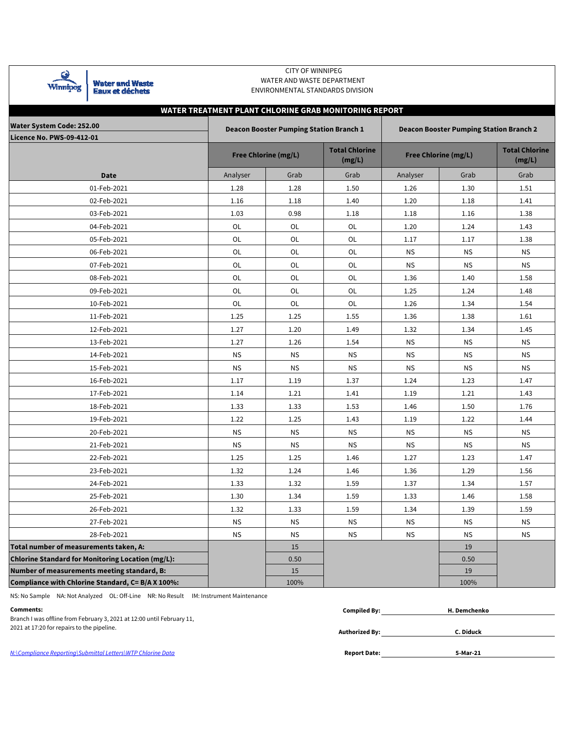CITY OF WINNIPEG
WATER AND WASTE DEPARTMENT
ENVIRONMENTAL STANDARDS DIVISION

Water and Waste
Eaux et déchets

## WATER TREATMENT PLANT CHLORINE GRAB MONITORING REPORT

| Water System Code: 252.00<br>Licence No. PWS-09-412-01 | Deacon Booster Pumping Station Branch 1 | | | Deacon Booster Pumping Station Branch 2 | | |
|---|---|---|---|---|---|---|
| | Free Chlorine (mg/L) | | Total Chlorine (mg/L) | Free Chlorine (mg/L) | | Total Chlorine (mg/L) |
| Date | Analyser | Grab | Grab | Analyser | Grab | Grab |
| 01-Feb-2021 | 1.28 | 1.28 | 1.50 | 1.26 | 1.30 | 1.51 |
| 02-Feb-2021 | 1.16 | 1.18 | 1.40 | 1.20 | 1.18 | 1.41 |
| 03-Feb-2021 | 1.03 | 0.98 | 1.18 | 1.18 | 1.16 | 1.38 |
| 04-Feb-2021 | OL | OL | OL | 1.20 | 1.24 | 1.43 |
| 05-Feb-2021 | OL | OL | OL | 1.17 | 1.17 | 1.38 |
| 06-Feb-2021 | OL | OL | OL | NS | NS | NS |
| 07-Feb-2021 | OL | OL | OL | NS | NS | NS |
| 08-Feb-2021 | OL | OL | OL | 1.36 | 1.40 | 1.58 |
| 09-Feb-2021 | OL | OL | OL | 1.25 | 1.24 | 1.48 |
| 10-Feb-2021 | OL | OL | OL | 1.26 | 1.34 | 1.54 |
| 11-Feb-2021 | 1.25 | 1.25 | 1.55 | 1.36 | 1.38 | 1.61 |
| 12-Feb-2021 | 1.27 | 1.20 | 1.49 | 1.32 | 1.34 | 1.45 |
| 13-Feb-2021 | 1.27 | 1.26 | 1.54 | NS | NS | NS |
| 14-Feb-2021 | NS | NS | NS | NS | NS | NS |
| 15-Feb-2021 | NS | NS | NS | NS | NS | NS |
| 16-Feb-2021 | 1.17 | 1.19 | 1.37 | 1.24 | 1.23 | 1.47 |
| 17-Feb-2021 | 1.14 | 1.21 | 1.41 | 1.19 | 1.21 | 1.43 |
| 18-Feb-2021 | 1.33 | 1.33 | 1.53 | 1.46 | 1.50 | 1.76 |
| 19-Feb-2021 | 1.22 | 1.25 | 1.43 | 1.19 | 1.22 | 1.44 |
| 20-Feb-2021 | NS | NS | NS | NS | NS | NS |
| 21-Feb-2021 | NS | NS | NS | NS | NS | NS |
| 22-Feb-2021 | 1.25 | 1.25 | 1.46 | 1.27 | 1.23 | 1.47 |
| 23-Feb-2021 | 1.32 | 1.24 | 1.46 | 1.36 | 1.29 | 1.56 |
| 24-Feb-2021 | 1.33 | 1.32 | 1.59 | 1.37 | 1.34 | 1.57 |
| 25-Feb-2021 | 1.30 | 1.34 | 1.59 | 1.33 | 1.46 | 1.58 |
| 26-Feb-2021 | 1.32 | 1.33 | 1.59 | 1.34 | 1.39 | 1.59 |
| 27-Feb-2021 | NS | NS | NS | NS | NS | NS |
| 28-Feb-2021 | NS | NS | NS | NS | NS | NS |
| **Total number of measurements taken, A:** | | 15 | | | 19 | |
| **Chlorine Standard for Monitoring Location (mg/L):** | | 0.50 | | | 0.50 | |
| **Number of measurements meeting standard, B:** | | 15 | | | 19 | |
| **Compliance with Chlorine Standard, C= B/A X 100%:** | | 100% | | | 100% | |

NS: No Sample NA: Not Analyzed OL: Off-Line NR: No Result IM: Instrument Maintenance

**Comments:**

Branch I was offline from February 3, 2021 at 12:00 until February 11, 2021 at 17:20 for repairs to the pipeline.

**Compiled By:** H. Demchenko

**Authorized By:** C. Diduck

**Report Date:** 5-Mar-21

N:\Compliance Reporting\Submittal Letters\WTP Chlorine Data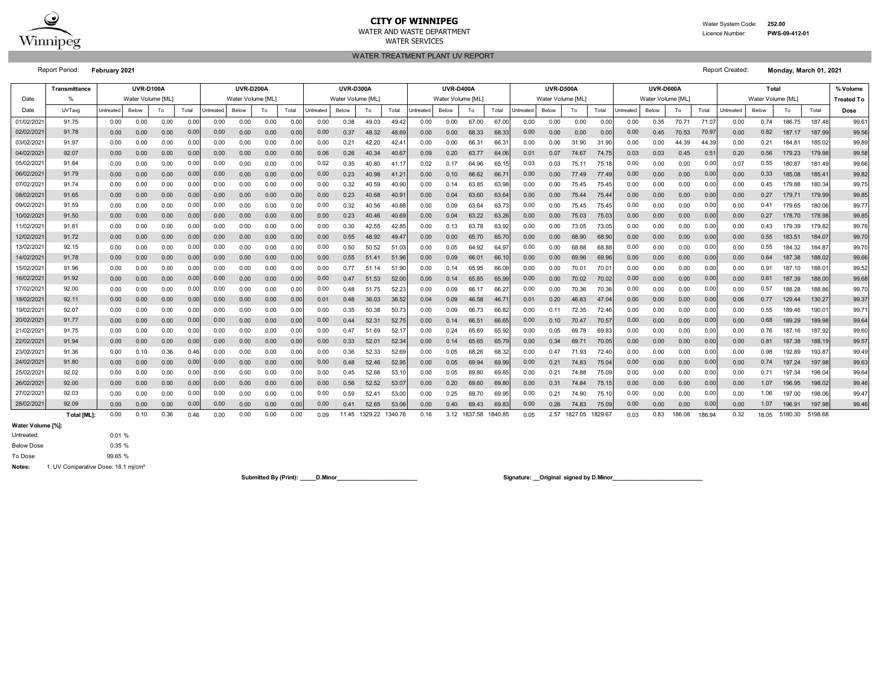# CITY OF WINNIPEG

WATER AND WASTE DEPARTMENT

WATER SERVICES

Water System Code: **252.00**

Licence Number: **PWS-09-412-01**

## WATER TREATMENT PLANT UV REPORT

Report Period: **February 2021**

Report Created: **Monday, March 01, 2021**

| Date | Transmittance | UVR-D100A | | | | UVR-D200A | | | | UVR-D300A | | | | UVR-D400A | | | | UVR-D500A | | | | UVR-D600A | | | | Total | | | | % Volume |
|---|---|---|---|---|---|---|---|---|---|---|---|---|---|---|---|---|---|---|---|---|---|---|---|---|---|---|---|---|---|---|
| Date | % | Water Volume [ML] | | | | Water Volume [ML] | | | | Water Volume [ML] | | | | Water Volume [ML] | | | | Water Volume [ML] | | | | Water Volume [ML] | | | | Water Volume [ML] | | | | Treated To |
| Date | UVTavg | Untreated | Below | To | Total | Untreated | Below | To | Total | Untreated | Below | To | Total | Untreated | Below | To | Total | Untreated | Below | To | Total | Untreated | Below | To | Total | Untreated | Below | To | Total | Dose |
| 01/02/2021 | 91.75 | 0.00 | 0.00 | 0.00 | 0.00 | 0.00 | 0.00 | 0.00 | 0.00 | 0.00 | 0.38 | 49.03 | 49.42 | 0.00 | 0.00 | 67.00 | 67.00 | 0.00 | 0.00 | 0.00 | 0.00 | 0.00 | 0.35 | 70.71 | 71.07 | 0.00 | 0.74 | 186.75 | 187.48 | 99.61 |
| 02/02/2021 | 91.78 | 0.00 | 0.00 | 0.00 | 0.00 | 0.00 | 0.00 | 0.00 | 0.00 | 0.00 | 0.37 | 48.32 | 48.69 | 0.00 | 0.00 | 68.33 | 68.33 | 0.00 | 0.00 | 0.00 | 0.00 | 0.00 | 0.45 | 70.53 | 70.97 | 0.00 | 0.82 | 187.17 | 187.99 | 99.56 |
| 03/02/2021 | 91.97 | 0.00 | 0.00 | 0.00 | 0.00 | 0.00 | 0.00 | 0.00 | 0.00 | 0.00 | 0.21 | 42.20 | 42.41 | 0.00 | 0.00 | 66.31 | 66.31 | 0.00 | 0.00 | 31.90 | 31.90 | 0.00 | 0.00 | 44.39 | 44.39 | 0.00 | 0.21 | 184.81 | 185.02 | 99.89 |
| 04/02/2021 | 92.07 | 0.00 | 0.00 | 0.00 | 0.00 | 0.00 | 0.00 | 0.00 | 0.00 | 0.06 | 0.26 | 40.34 | 40.67 | 0.09 | 0.20 | 63.77 | 64.06 | 0.01 | 0.07 | 74.67 | 74.75 | 0.03 | 0.03 | 0.45 | 0.51 | 0.20 | 0.56 | 179.23 | 179.98 | 99.58 |
| 05/02/2021 | 91.84 | 0.00 | 0.00 | 0.00 | 0.00 | 0.00 | 0.00 | 0.00 | 0.00 | 0.02 | 0.35 | 40.80 | 41.17 | 0.02 | 0.17 | 64.96 | 65.15 | 0.03 | 0.03 | 75.11 | 75.18 | 0.00 | 0.00 | 0.00 | 0.00 | 0.07 | 0.55 | 180.87 | 181.49 | 99.66 |
| 06/02/2021 | 91.79 | 0.00 | 0.00 | 0.00 | 0.00 | 0.00 | 0.00 | 0.00 | 0.00 | 0.00 | 0.23 | 40.98 | 41.21 | 0.00 | 0.10 | 66.62 | 66.71 | 0.00 | 0.00 | 77.49 | 77.49 | 0.00 | 0.00 | 0.00 | 0.00 | 0.00 | 0.33 | 185.08 | 185.41 | 99.82 |
| 07/02/2021 | 91.74 | 0.00 | 0.00 | 0.00 | 0.00 | 0.00 | 0.00 | 0.00 | 0.00 | 0.00 | 0.32 | 40.59 | 40.90 | 0.00 | 0.14 | 63.85 | 63.98 | 0.00 | 0.00 | 75.45 | 75.45 | 0.00 | 0.00 | 0.00 | 0.00 | 0.00 | 0.45 | 179.88 | 180.34 | 99.75 |
| 08/02/2021 | 91.65 | 0.00 | 0.00 | 0.00 | 0.00 | 0.00 | 0.00 | 0.00 | 0.00 | 0.00 | 0.23 | 40.68 | 40.91 | 0.00 | 0.04 | 63.60 | 63.64 | 0.00 | 0.00 | 75.44 | 75.44 | 0.00 | 0.00 | 0.00 | 0.00 | 0.00 | 0.27 | 179.71 | 179.99 | 99.85 |
| 09/02/2021 | 91.59 | 0.00 | 0.00 | 0.00 | 0.00 | 0.00 | 0.00 | 0.00 | 0.00 | 0.00 | 0.32 | 40.56 | 40.88 | 0.00 | 0.09 | 63.64 | 63.73 | 0.00 | 0.00 | 75.45 | 75.45 | 0.00 | 0.00 | 0.00 | 0.00 | 0.00 | 0.41 | 179.65 | 180.06 | 99.77 |
| 10/02/2021 | 91.50 | 0.00 | 0.00 | 0.00 | 0.00 | 0.00 | 0.00 | 0.00 | 0.00 | 0.00 | 0.23 | 40.46 | 40.69 | 0.00 | 0.04 | 63.22 | 63.26 | 0.00 | 0.00 | 75.03 | 75.03 | 0.00 | 0.00 | 0.00 | 0.00 | 0.00 | 0.27 | 178.70 | 178.98 | 99.85 |
| 11/02/2021 | 91.81 | 0.00 | 0.00 | 0.00 | 0.00 | 0.00 | 0.00 | 0.00 | 0.00 | 0.00 | 0.30 | 42.55 | 42.85 | 0.00 | 0.13 | 63.78 | 63.92 | 0.00 | 0.00 | 73.05 | 73.05 | 0.00 | 0.00 | 0.00 | 0.00 | 0.00 | 0.43 | 179.39 | 179.82 | 99.76 |
| 12/02/2021 | 91.72 | 0.00 | 0.00 | 0.00 | 0.00 | 0.00 | 0.00 | 0.00 | 0.00 | 0.00 | 0.55 | 48.92 | 49.47 | 0.00 | 0.00 | 65.70 | 65.70 | 0.00 | 0.00 | 68.90 | 68.90 | 0.00 | 0.00 | 0.00 | 0.00 | 0.00 | 0.55 | 183.51 | 184.07 | 99.70 |
| 13/02/2021 | 92.15 | 0.00 | 0.00 | 0.00 | 0.00 | 0.00 | 0.00 | 0.00 | 0.00 | 0.00 | 0.50 | 50.52 | 51.03 | 0.00 | 0.05 | 64.92 | 64.97 | 0.00 | 0.00 | 68.88 | 68.88 | 0.00 | 0.00 | 0.00 | 0.00 | 0.00 | 0.55 | 184.32 | 184.87 | 99.70 |
| 14/02/2021 | 91.78 | 0.00 | 0.00 | 0.00 | 0.00 | 0.00 | 0.00 | 0.00 | 0.00 | 0.00 | 0.55 | 51.41 | 51.96 | 0.00 | 0.09 | 66.01 | 66.10 | 0.00 | 0.00 | 69.96 | 69.96 | 0.00 | 0.00 | 0.00 | 0.00 | 0.00 | 0.64 | 187.38 | 188.02 | 99.66 |
| 15/02/2021 | 91.96 | 0.00 | 0.00 | 0.00 | 0.00 | 0.00 | 0.00 | 0.00 | 0.00 | 0.00 | 0.77 | 51.14 | 51.90 | 0.00 | 0.14 | 65.95 | 66.09 | 0.00 | 0.00 | 70.01 | 70.01 | 0.00 | 0.00 | 0.00 | 0.00 | 0.00 | 0.91 | 187.10 | 188.01 | 99.52 |
| 16/02/2021 | 91.92 | 0.00 | 0.00 | 0.00 | 0.00 | 0.00 | 0.00 | 0.00 | 0.00 | 0.00 | 0.47 | 51.53 | 52.00 | 0.00 | 0.14 | 65.85 | 65.99 | 0.00 | 0.00 | 70.02 | 70.02 | 0.00 | 0.00 | 0.00 | 0.00 | 0.00 | 0.61 | 187.39 | 188.00 | 99.68 |
| 17/02/2021 | 92.00 | 0.00 | 0.00 | 0.00 | 0.00 | 0.00 | 0.00 | 0.00 | 0.00 | 0.00 | 0.48 | 51.75 | 52.23 | 0.00 | 0.09 | 66.17 | 66.27 | 0.00 | 0.00 | 70.36 | 70.36 | 0.00 | 0.00 | 0.00 | 0.00 | 0.00 | 0.57 | 188.28 | 188.86 | 99.70 |
| 18/02/2021 | 92.11 | 0.00 | 0.00 | 0.00 | 0.00 | 0.00 | 0.00 | 0.00 | 0.00 | 0.01 | 0.48 | 36.03 | 36.52 | 0.04 | 0.09 | 46.58 | 46.71 | 0.01 | 0.20 | 46.83 | 47.04 | 0.00 | 0.00 | 0.00 | 0.00 | 0.06 | 0.77 | 129.44 | 130.27 | 99.37 |
| 19/02/2021 | 92.07 | 0.00 | 0.00 | 0.00 | 0.00 | 0.00 | 0.00 | 0.00 | 0.00 | 0.00 | 0.35 | 50.38 | 50.73 | 0.00 | 0.09 | 66.73 | 66.82 | 0.00 | 0.11 | 72.35 | 72.46 | 0.00 | 0.00 | 0.00 | 0.00 | 0.00 | 0.55 | 189.46 | 190.01 | 99.71 |
| 20/02/2021 | 91.77 | 0.00 | 0.00 | 0.00 | 0.00 | 0.00 | 0.00 | 0.00 | 0.00 | 0.00 | 0.44 | 52.31 | 52.75 | 0.00 | 0.14 | 66.51 | 66.65 | 0.00 | 0.10 | 70.47 | 70.57 | 0.00 | 0.00 | 0.00 | 0.00 | 0.00 | 0.68 | 189.29 | 189.98 | 99.64 |
| 21/02/2021 | 91.75 | 0.00 | 0.00 | 0.00 | 0.00 | 0.00 | 0.00 | 0.00 | 0.00 | 0.00 | 0.47 | 51.69 | 52.17 | 0.00 | 0.24 | 65.69 | 65.92 | 0.00 | 0.05 | 69.78 | 69.83 | 0.00 | 0.00 | 0.00 | 0.00 | 0.00 | 0.76 | 187.16 | 187.92 | 99.60 |
| 22/02/2021 | 91.94 | 0.00 | 0.00 | 0.00 | 0.00 | 0.00 | 0.00 | 0.00 | 0.00 | 0.00 | 0.33 | 52.01 | 52.34 | 0.00 | 0.14 | 65.65 | 65.79 | 0.00 | 0.34 | 69.71 | 70.05 | 0.00 | 0.00 | 0.00 | 0.00 | 0.00 | 0.81 | 187.38 | 188.19 | 99.57 |
| 23/02/2021 | 91.36 | 0.00 | 0.10 | 0.36 | 0.46 | 0.00 | 0.00 | 0.00 | 0.00 | 0.00 | 0.36 | 52.33 | 52.69 | 0.00 | 0.05 | 68.26 | 68.32 | 0.00 | 0.47 | 71.93 | 72.40 | 0.00 | 0.00 | 0.00 | 0.00 | 0.00 | 0.98 | 192.89 | 193.87 | 99.49 |
| 24/02/2021 | 91.80 | 0.00 | 0.00 | 0.00 | 0.00 | 0.00 | 0.00 | 0.00 | 0.00 | 0.00 | 0.48 | 52.46 | 52.95 | 0.00 | 0.05 | 69.94 | 69.99 | 0.00 | 0.21 | 74.83 | 75.04 | 0.00 | 0.00 | 0.00 | 0.00 | 0.00 | 0.74 | 197.24 | 197.98 | 99.63 |
| 25/02/2021 | 92.02 | 0.00 | 0.00 | 0.00 | 0.00 | 0.00 | 0.00 | 0.00 | 0.00 | 0.00 | 0.45 | 52.66 | 53.10 | 0.00 | 0.05 | 69.80 | 69.85 | 0.00 | 0.21 | 74.88 | 75.09 | 0.00 | 0.00 | 0.00 | 0.00 | 0.00 | 0.71 | 197.34 | 198.04 | 99.64 |
| 26/02/2021 | 92.00 | 0.00 | 0.00 | 0.00 | 0.00 | 0.00 | 0.00 | 0.00 | 0.00 | 0.00 | 0.56 | 52.52 | 53.07 | 0.00 | 0.20 | 69.60 | 69.80 | 0.00 | 0.31 | 74.84 | 75.15 | 0.00 | 0.00 | 0.00 | 0.00 | 0.00 | 1.07 | 196.95 | 198.02 | 99.46 |
| 27/02/2021 | 92.03 | 0.00 | 0.00 | 0.00 | 0.00 | 0.00 | 0.00 | 0.00 | 0.00 | 0.00 | 0.59 | 52.41 | 53.00 | 0.00 | 0.25 | 69.70 | 69.95 | 0.00 | 0.21 | 74.90 | 75.10 | 0.00 | 0.00 | 0.00 | 0.00 | 0.00 | 1.06 | 197.00 | 198.06 | 99.47 |
| 28/02/2021 | 92.09 | 0.00 | 0.00 | 0.00 | 0.00 | 0.00 | 0.00 | 0.00 | 0.00 | 0.00 | 0.41 | 52.65 | 53.06 | 0.00 | 0.40 | 69.43 | 69.83 | 0.00 | 0.26 | 74.83 | 75.09 | 0.00 | 0.00 | 0.00 | 0.00 | 0.00 | 1.07 | 196.91 | 197.98 | 99.46 |
| | **Total [ML]:** | 0.00 | 0.10 | 0.36 | 0.46 | 0.00 | 0.00 | 0.00 | 0.00 | 0.09 | 11.45 | 1329.22 | 1340.76 | 0.16 | 3.12 | 1837.58 | 1840.85 | 0.05 | 2.57 | 1827.05 | 1829.67 | 0.03 | 0.83 | 186.08 | 186.94 | 0.32 | 18.05 | 5180.30 | 5198.68 | |

**Water Volume [%]:**

Untreated: 0.01 %

Below Dose 0.35 %

To Dose 99.65 %

**Notes:** 1. UV Comparative Dose: 18.1 mj/cm²

**Submitted By (Print): _____D.Minor_________________________**

**Signature: __Original signed by D.Minor___________________________**